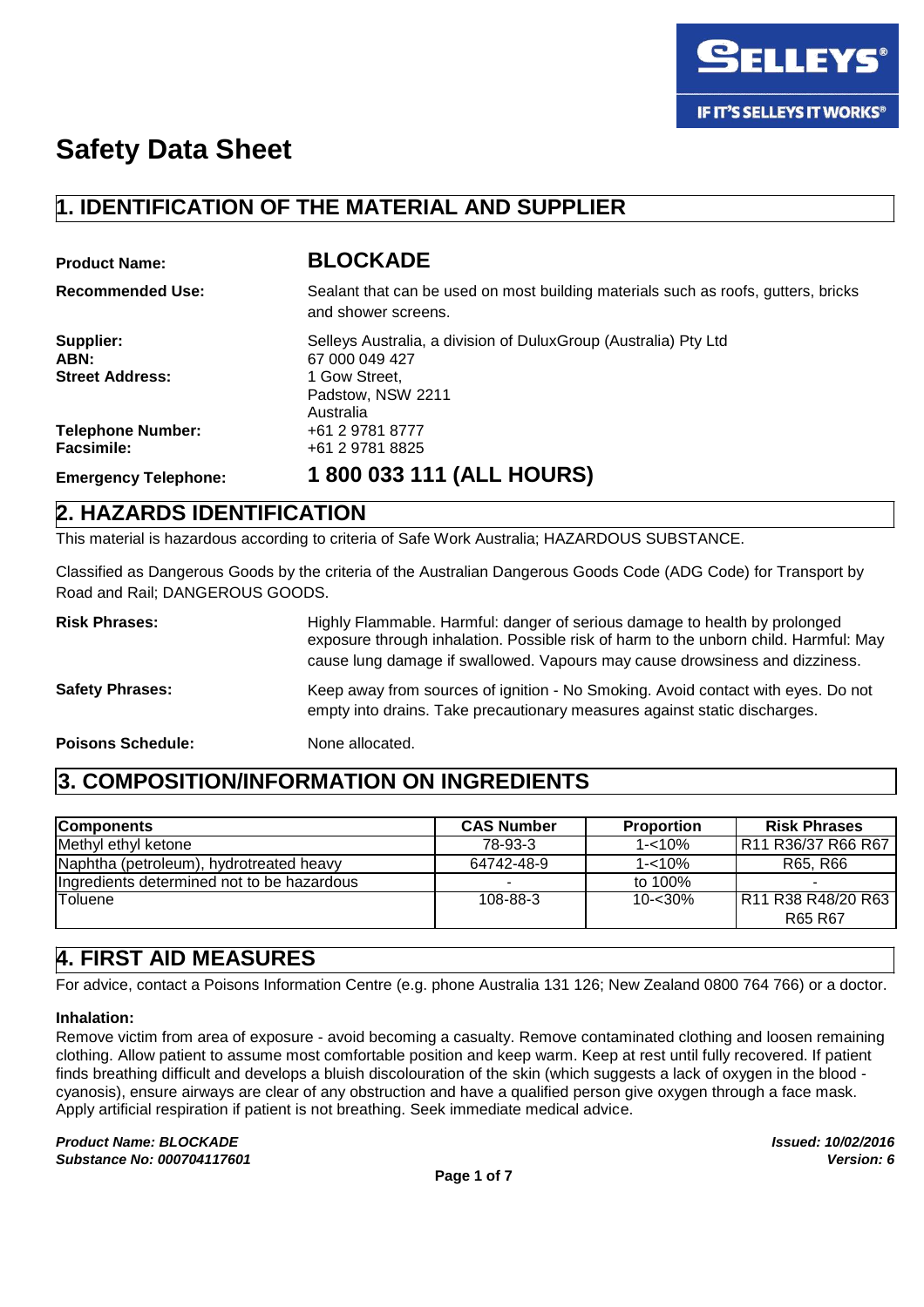# Safety Data Sheet

## 1. IDENTIFICATION OF THE MATERIAL AND SUPPLIER

**Product Name:** **BLOCKADE**

**Recommended Use:** Sealant that can be used on most building materials such as roofs, gutters, bricks and shower screens.

**Supplier:** Selleys Australia, a division of DuluxGroup (Australia) Pty Ltd
**ABN:** 67 000 049 427
**Street Address:** 1 Gow Street,
Padstow, NSW 2211
Australia
**Telephone Number:** +61 2 9781 8777
**Facsimile:** +61 2 9781 8825

**Emergency Telephone:** **1 800 033 111 (ALL HOURS)**

## 2. HAZARDS IDENTIFICATION

This material is hazardous according to criteria of Safe Work Australia; HAZARDOUS SUBSTANCE.

Classified as Dangerous Goods by the criteria of the Australian Dangerous Goods Code (ADG Code) for Transport by Road and Rail; DANGEROUS GOODS.

**Risk Phrases:** Highly Flammable. Harmful: danger of serious damage to health by prolonged exposure through inhalation. Possible risk of harm to the unborn child. Harmful: May cause lung damage if swallowed. Vapours may cause drowsiness and dizziness.

**Safety Phrases:** Keep away from sources of ignition - No Smoking. Avoid contact with eyes. Do not empty into drains. Take precautionary measures against static discharges.

**Poisons Schedule:** None allocated.

## 3. COMPOSITION/INFORMATION ON INGREDIENTS

| Components | CAS Number | Proportion | Risk Phrases |
|---|---|---|---|
| Methyl ethyl ketone | 78-93-3 | 1-<10% | R11 R36/37 R66 R67 |
| Naphtha (petroleum), hydrotreated heavy | 64742-48-9 | 1-<10% | R65, R66 |
| Ingredients determined not to be hazardous | - | to 100% | - |
| Toluene | 108-88-3 | 10-<30% | R11 R38 R48/20 R63 R65 R67 |

## 4. FIRST AID MEASURES

For advice, contact a Poisons Information Centre (e.g. phone Australia 131 126; New Zealand 0800 764 766) or a doctor.

**Inhalation:**
Remove victim from area of exposure - avoid becoming a casualty. Remove contaminated clothing and loosen remaining clothing. Allow patient to assume most comfortable position and keep warm. Keep at rest until fully recovered. If patient finds breathing difficult and develops a bluish discolouration of the skin (which suggests a lack of oxygen in the blood - cyanosis), ensure airways are clear of any obstruction and have a qualified person give oxygen through a face mask. Apply artificial respiration if patient is not breathing. Seek immediate medical advice.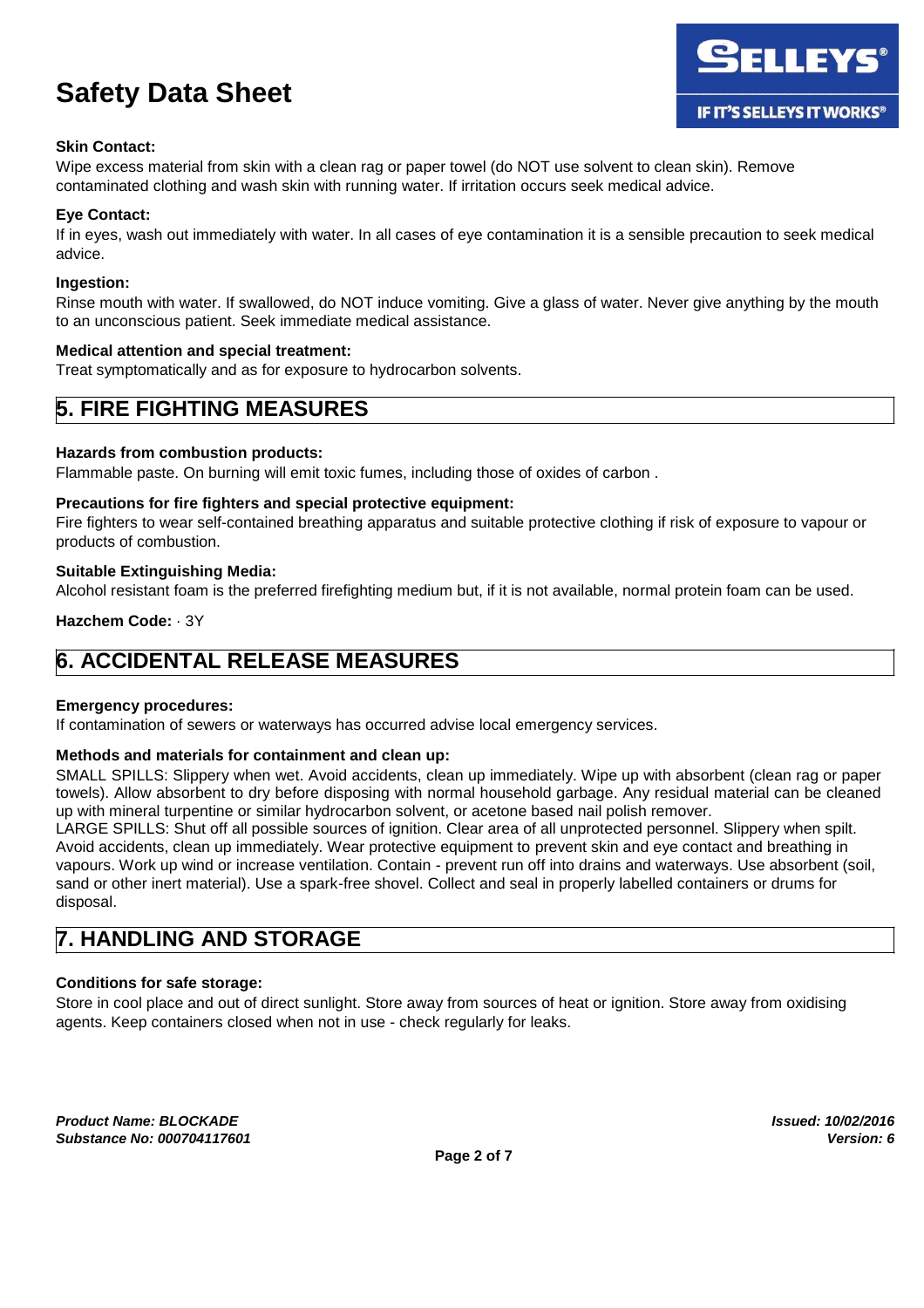### Skin Contact:

Wipe excess material from skin with a clean rag or paper towel (do NOT use solvent to clean skin). Remove contaminated clothing and wash skin with running water. If irritation occurs seek medical advice.

### Eye Contact:

If in eyes, wash out immediately with water. In all cases of eye contamination it is a sensible precaution to seek medical advice.

### Ingestion:

Rinse mouth with water. If swallowed, do NOT induce vomiting. Give a glass of water. Never give anything by the mouth to an unconscious patient. Seek immediate medical assistance.

### Medical attention and special treatment:

Treat symptomatically and as for exposure to hydrocarbon solvents.

## 5. FIRE FIGHTING MEASURES

### Hazards from combustion products:

Flammable paste. On burning will emit toxic fumes, including those of oxides of carbon .

### Precautions for fire fighters and special protective equipment:

Fire fighters to wear self-contained breathing apparatus and suitable protective clothing if risk of exposure to vapour or products of combustion.

### Suitable Extinguishing Media:

Alcohol resistant foam is the preferred firefighting medium but, if it is not available, normal protein foam can be used.

**Hazchem Code:** · 3Y

## 6. ACCIDENTAL RELEASE MEASURES

### Emergency procedures:

If contamination of sewers or waterways has occurred advise local emergency services.

### Methods and materials for containment and clean up:

SMALL SPILLS: Slippery when wet. Avoid accidents, clean up immediately. Wipe up with absorbent (clean rag or paper towels). Allow absorbent to dry before disposing with normal household garbage. Any residual material can be cleaned up with mineral turpentine or similar hydrocarbon solvent, or acetone based nail polish remover.
LARGE SPILLS: Shut off all possible sources of ignition. Clear area of all unprotected personnel. Slippery when spilt. Avoid accidents, clean up immediately. Wear protective equipment to prevent skin and eye contact and breathing in vapours. Work up wind or increase ventilation. Contain - prevent run off into drains and waterways. Use absorbent (soil, sand or other inert material). Use a spark-free shovel. Collect and seal in properly labelled containers or drums for disposal.

## 7. HANDLING AND STORAGE

### Conditions for safe storage:

Store in cool place and out of direct sunlight. Store away from sources of heat or ignition. Store away from oxidising agents. Keep containers closed when not in use - check regularly for leaks.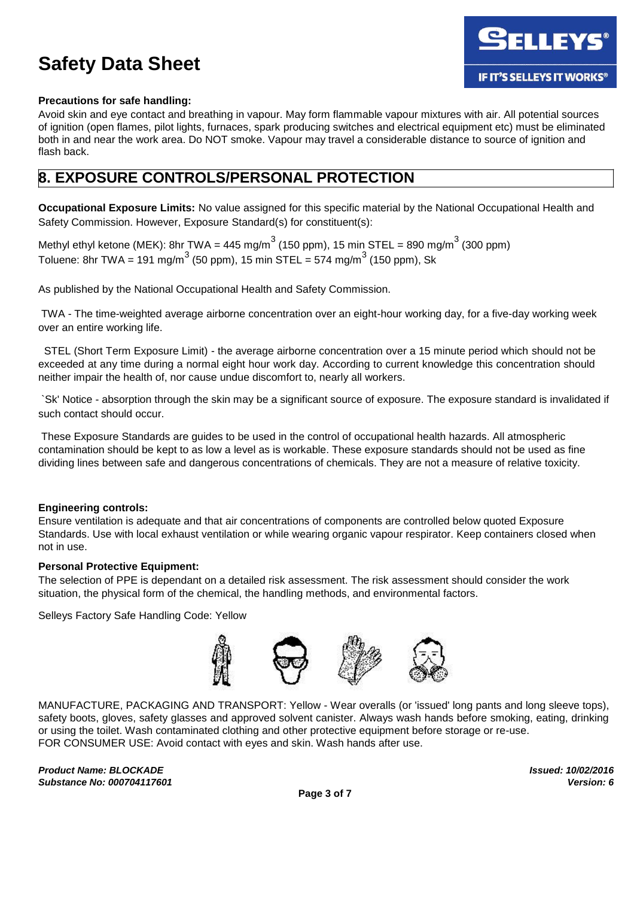**Precautions for safe handling:**
Avoid skin and eye contact and breathing in vapour. May form flammable vapour mixtures with air. All potential sources of ignition (open flames, pilot lights, furnaces, spark producing switches and electrical equipment etc) must be eliminated both in and near the work area. Do NOT smoke. Vapour may travel a considerable distance to source of ignition and flash back.

## 8. EXPOSURE CONTROLS/PERSONAL PROTECTION

**Occupational Exposure Limits:** No value assigned for this specific material by the National Occupational Health and Safety Commission. However, Exposure Standard(s) for constituent(s):

Methyl ethyl ketone (MEK): 8hr TWA = 445 $mg/m^3$ (150 ppm), 15 min STEL = 890 $mg/m^3$ (300 ppm)
Toluene: 8hr TWA = 191 $mg/m^3$ (50 ppm), 15 min STEL = 574 $mg/m^3$ (150 ppm), Sk

As published by the National Occupational Health and Safety Commission.

TWA - The time-weighted average airborne concentration over an eight-hour working day, for a five-day working week over an entire working life.

STEL (Short Term Exposure Limit) - the average airborne concentration over a 15 minute period which should not be exceeded at any time during a normal eight hour work day. According to current knowledge this concentration should neither impair the health of, nor cause undue discomfort to, nearly all workers.

`Sk' Notice - absorption through the skin may be a significant source of exposure. The exposure standard is invalidated if such contact should occur.

These Exposure Standards are guides to be used in the control of occupational health hazards. All atmospheric contamination should be kept to as low a level as is workable. These exposure standards should not be used as fine dividing lines between safe and dangerous concentrations of chemicals. They are not a measure of relative toxicity.

**Engineering controls:**
Ensure ventilation is adequate and that air concentrations of components are controlled below quoted Exposure Standards. Use with local exhaust ventilation or while wearing organic vapour respirator. Keep containers closed when not in use.

**Personal Protective Equipment:**
The selection of PPE is dependant on a detailed risk assessment. The risk assessment should consider the work situation, the physical form of the chemical, the handling methods, and environmental factors.

Selleys Factory Safe Handling Code: Yellow

MANUFACTURE, PACKAGING AND TRANSPORT: Yellow - Wear overalls (or 'issued' long pants and long sleeve tops), safety boots, gloves, safety glasses and approved solvent canister. Always wash hands before smoking, eating, drinking or using the toilet. Wash contaminated clothing and other protective equipment before storage or re-use.
FOR CONSUMER USE: Avoid contact with eyes and skin. Wash hands after use.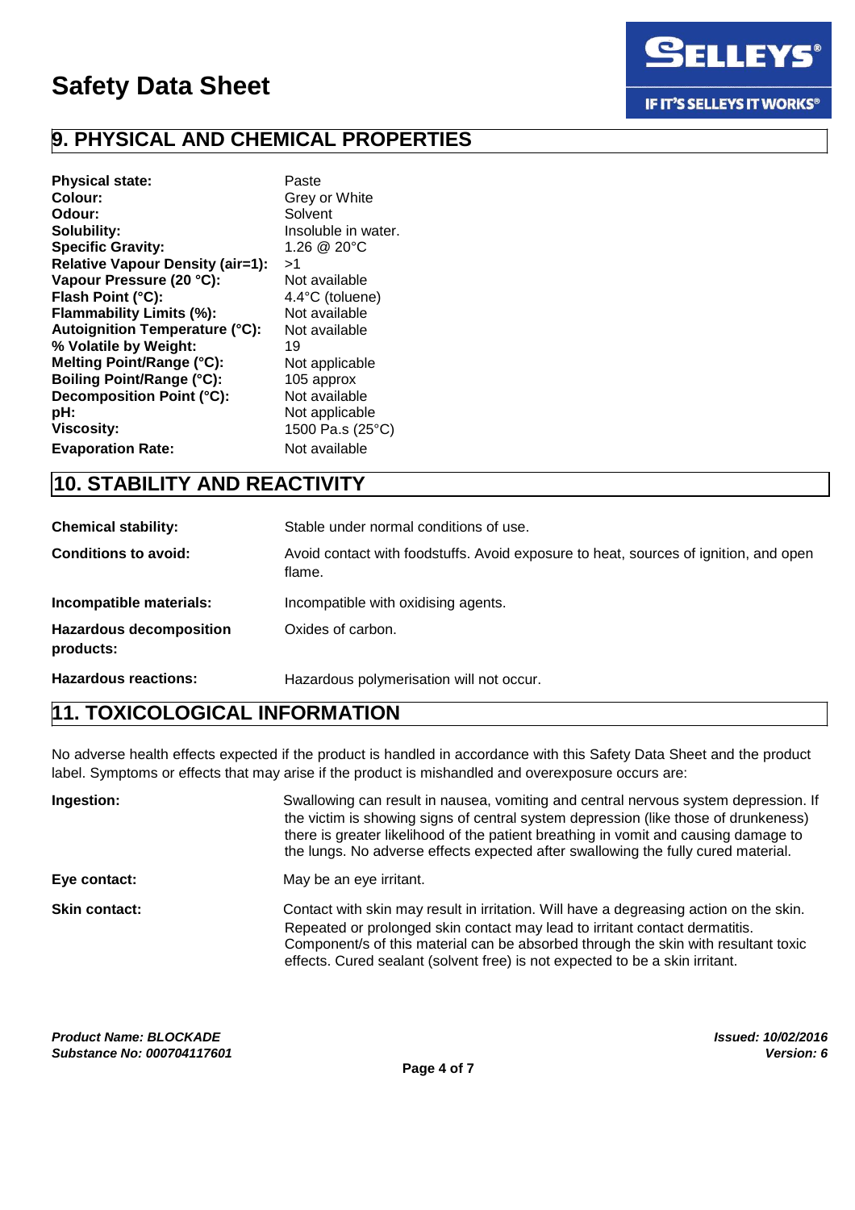## 9. PHYSICAL AND CHEMICAL PROPERTIES

| | |
|---|---|
| **Physical state:** | Paste |
| **Colour:** | Grey or White |
| **Odour:** | Solvent |
| **Solubility:** | Insoluble in water. |
| **Specific Gravity:** | 1.26 @ 20°C |
| **Relative Vapour Density (air=1):** | >1 |
| **Vapour Pressure (20 °C):** | Not available |
| **Flash Point (°C):** | 4.4°C (toluene) |
| **Flammability Limits (%):** | Not available |
| **Autoignition Temperature (°C):** | Not available |
| **% Volatile by Weight:** | 19 |
| **Melting Point/Range (°C):** | Not applicable |
| **Boiling Point/Range (°C):** | 105 approx |
| **Decomposition Point (°C):** | Not available |
| **pH:** | Not applicable |
| **Viscosity:** | 1500 Pa.s (25°C) |
| **Evaporation Rate:** | Not available |

## 10. STABILITY AND REACTIVITY

| | |
|---|---|
| **Chemical stability:** | Stable under normal conditions of use. |
| **Conditions to avoid:** | Avoid contact with foodstuffs. Avoid exposure to heat, sources of ignition, and open flame. |
| **Incompatible materials:** | Incompatible with oxidising agents. |
| **Hazardous decomposition products:** | Oxides of carbon. |
| **Hazardous reactions:** | Hazardous polymerisation will not occur. |

## 11. TOXICOLOGICAL INFORMATION

No adverse health effects expected if the product is handled in accordance with this Safety Data Sheet and the product label. Symptoms or effects that may arise if the product is mishandled and overexposure occurs are:

| | |
|---|---|
| **Ingestion:** | Swallowing can result in nausea, vomiting and central nervous system depression. If the victim is showing signs of central system depression (like those of drunkeness) there is greater likelihood of the patient breathing in vomit and causing damage to the lungs. No adverse effects expected after swallowing the fully cured material. |
| **Eye contact:** | May be an eye irritant. |
| **Skin contact:** | Contact with skin may result in irritation. Will have a degreasing action on the skin. Repeated or prolonged skin contact may lead to irritant contact dermatitis. Component/s of this material can be absorbed through the skin with resultant toxic effects. Cured sealant (solvent free) is not expected to be a skin irritant. |

***Product Name: BLOCKADE***
***Substance No: 000704117601***

***Issued: 10/02/2016***
***Version: 6***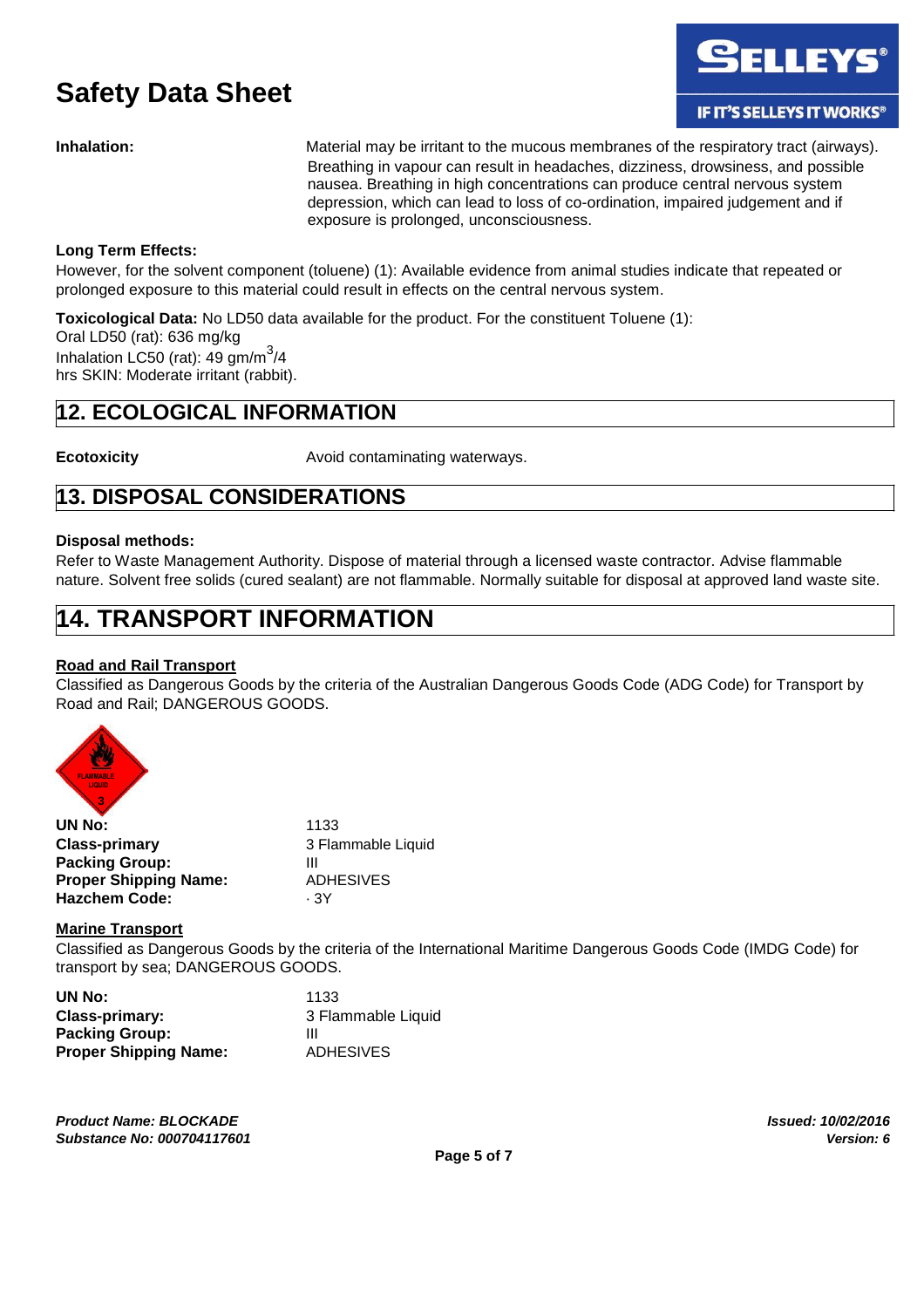**Inhalation:** Material may be irritant to the mucous membranes of the respiratory tract (airways). Breathing in vapour can result in headaches, dizziness, drowsiness, and possible nausea. Breathing in high concentrations can produce central nervous system depression, which can lead to loss of co-ordination, impaired judgement and if exposure is prolonged, unconsciousness.

**Long Term Effects:**
However, for the solvent component (toluene) (1): Available evidence from animal studies indicate that repeated or prolonged exposure to this material could result in effects on the central nervous system.

**Toxicological Data:** No LD50 data available for the product. For the constituent Toluene (1):
Oral LD50 (rat): 636 mg/kg
Inhalation LC50 (rat): 49 gm/$m^3$/4
hrs SKIN: Moderate irritant (rabbit).

## 12. ECOLOGICAL INFORMATION

**Ecotoxicity** Avoid contaminating waterways.

## 13. DISPOSAL CONSIDERATIONS

**Disposal methods:**
Refer to Waste Management Authority. Dispose of material through a licensed waste contractor. Advise flammable nature. Solvent free solids (cured sealant) are not flammable. Normally suitable for disposal at approved land waste site.

## 14. TRANSPORT INFORMATION

**Road and Rail Transport**
Classified as Dangerous Goods by the criteria of the Australian Dangerous Goods Code (ADG Code) for Transport by Road and Rail; DANGEROUS GOODS.

FLAMMABLE LIQUID 3

| | |
|---|---|
| **UN No:** | 1133 |
| **Class-primary** | 3 Flammable Liquid |
| **Packing Group:** | III |
| **Proper Shipping Name:** | ADHESIVES |
| **Hazchem Code:** | · 3Y |

**Marine Transport**
Classified as Dangerous Goods by the criteria of the International Maritime Dangerous Goods Code (IMDG Code) for transport by sea; DANGEROUS GOODS.

| | |
|---|---|
| **UN No:** | 1133 |
| **Class-primary:** | 3 Flammable Liquid |
| **Packing Group:** | III |
| **Proper Shipping Name:** | ADHESIVES |

***Product Name: BLOCKADE***
***Substance No: 000704117601***

***Issued: 10/02/2016***
***Version: 6***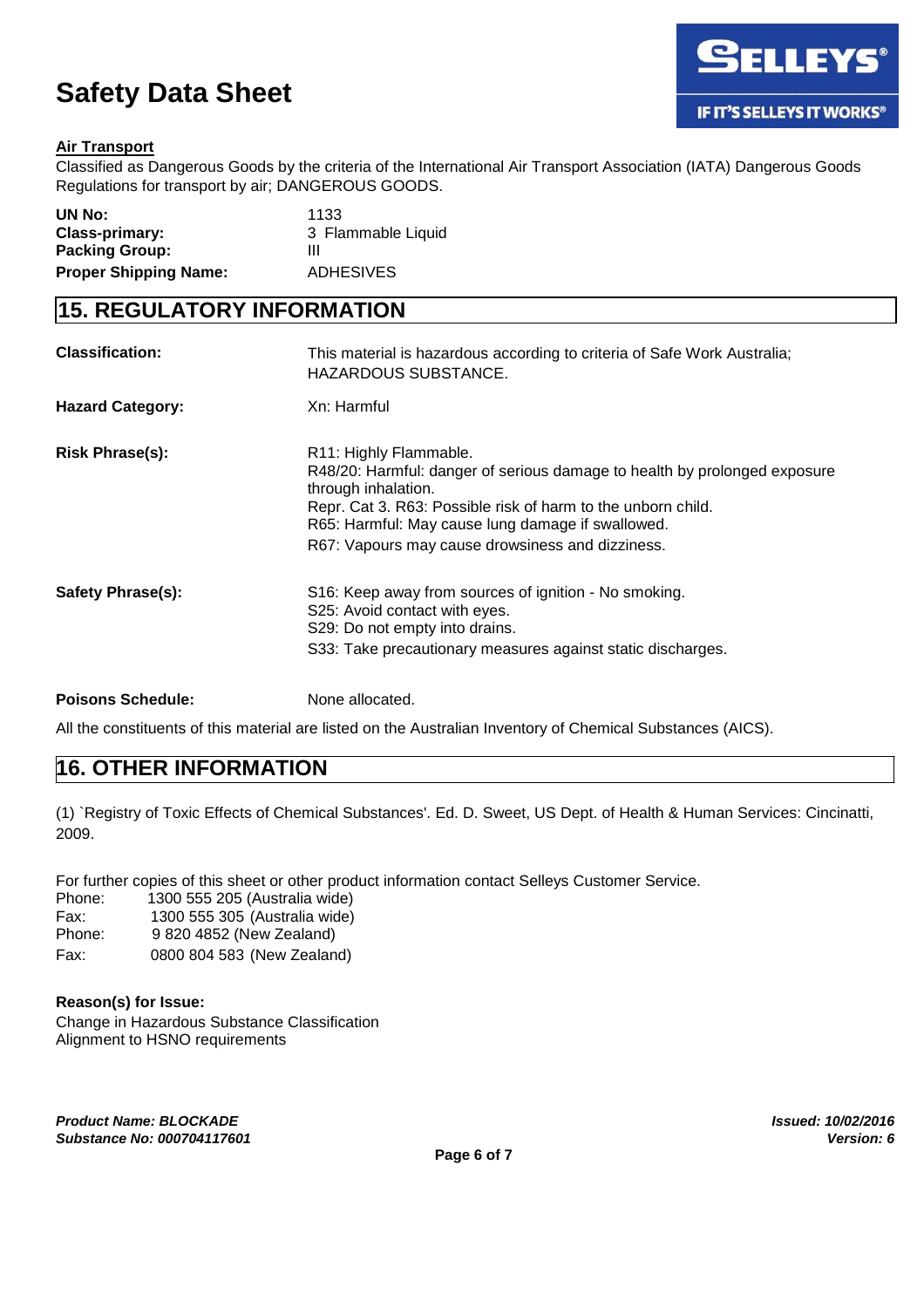**Air Transport**

Classified as Dangerous Goods by the criteria of the International Air Transport Association (IATA) Dangerous Goods Regulations for transport by air; DANGEROUS GOODS.

| | |
|---|---|
| **UN No:** | 1133 |
| **Class-primary:** | 3 Flammable Liquid |
| **Packing Group:** | III |
| **Proper Shipping Name:** | ADHESIVES |

## 15. REGULATORY INFORMATION

| | |
|---|---|
| **Classification:** | This material is hazardous according to criteria of Safe Work Australia; HAZARDOUS SUBSTANCE. |
| **Hazard Category:** | Xn: Harmful |
| **Risk Phrase(s):** | R11: Highly Flammable.<br>R48/20: Harmful: danger of serious damage to health by prolonged exposure through inhalation.<br>Repr. Cat 3. R63: Possible risk of harm to the unborn child.<br>R65: Harmful: May cause lung damage if swallowed.<br>R67: Vapours may cause drowsiness and dizziness. |
| **Safety Phrase(s):** | S16: Keep away from sources of ignition - No smoking.<br>S25: Avoid contact with eyes.<br>S29: Do not empty into drains.<br>S33: Take precautionary measures against static discharges. |
| **Poisons Schedule:** | None allocated. |

All the constituents of this material are listed on the Australian Inventory of Chemical Substances (AICS).

## 16. OTHER INFORMATION

(1) `Registry of Toxic Effects of Chemical Substances'. Ed. D. Sweet, US Dept. of Health & Human Services: Cincinatti, 2009.

For further copies of this sheet or other product information contact Selleys Customer Service.

Phone: 1300 555 205 (Australia wide)
Fax: 1300 555 305 (Australia wide)
Phone: 9 820 4852 (New Zealand)
Fax: 0800 804 583 (New Zealand)

**Reason(s) for Issue:**

Change in Hazardous Substance Classification
Alignment to HSNO requirements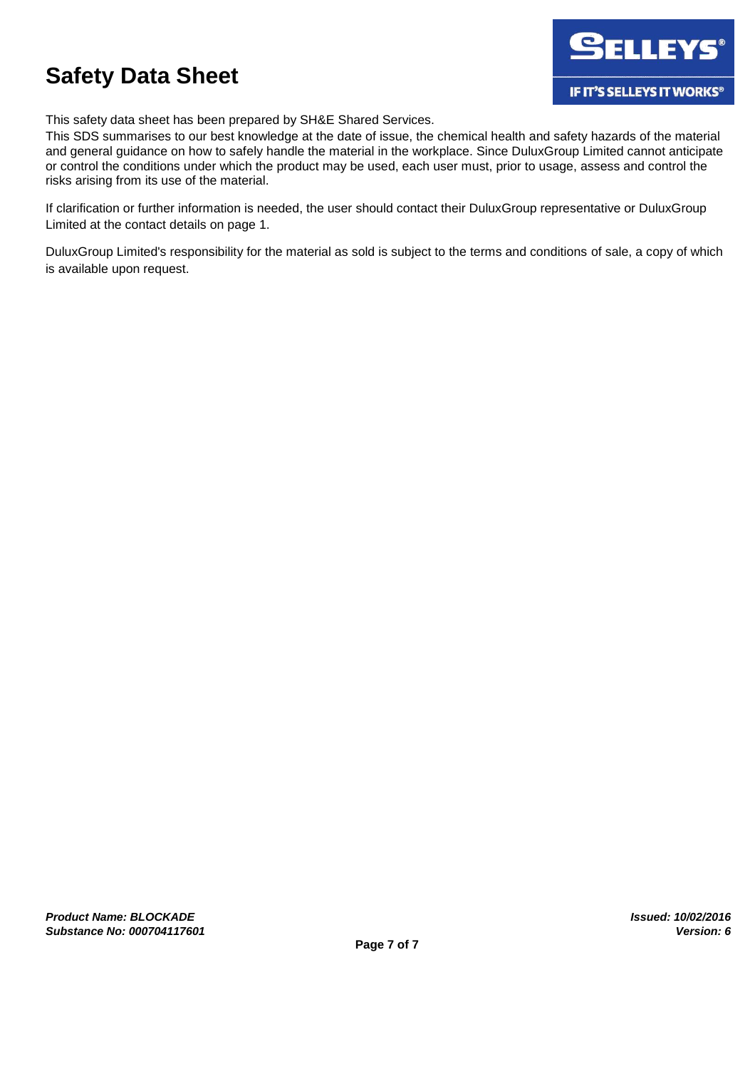This safety data sheet has been prepared by SH&E Shared Services.
This SDS summarises to our best knowledge at the date of issue, the chemical health and safety hazards of the material and general guidance on how to safely handle the material in the workplace. Since DuluxGroup Limited cannot anticipate or control the conditions under which the product may be used, each user must, prior to usage, assess and control the risks arising from its use of the material.

If clarification or further information is needed, the user should contact their DuluxGroup representative or DuluxGroup Limited at the contact details on page 1.

DuluxGroup Limited's responsibility for the material as sold is subject to the terms and conditions of sale, a copy of which is available upon request.